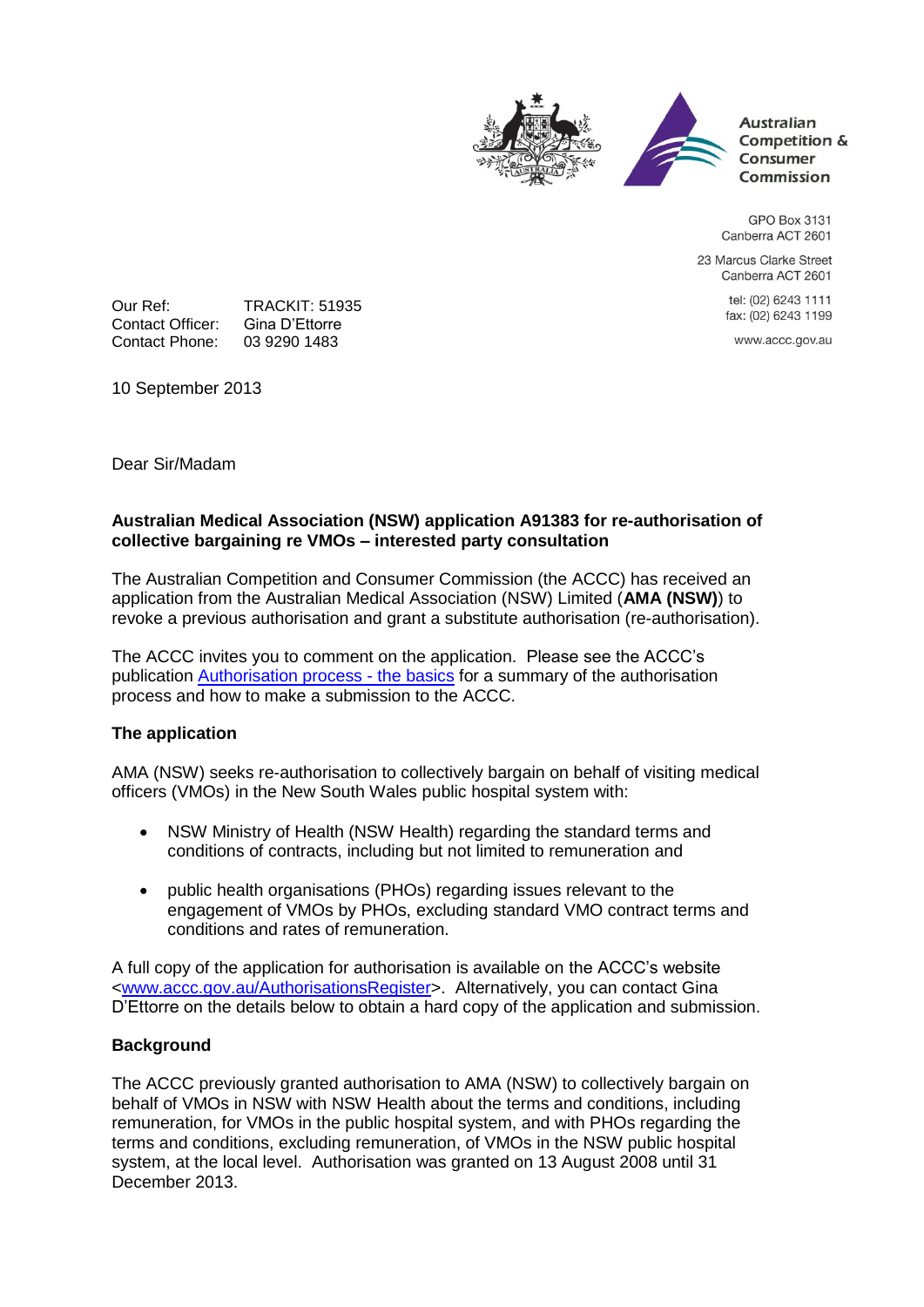Australian Competition & Consumer Commission

GPO Box 3131
Canberra ACT 2601

23 Marcus Clarke Street
Canberra ACT 2601

tel: (02) 6243 1111
fax: (02) 6243 1199

www.accc.gov.au

Our Ref: TRACKIT: 51935
Contact Officer: Gina D'Ettorre
Contact Phone: 03 9290 1483

10 September 2013

Dear Sir/Madam

**Australian Medical Association (NSW) application A91383 for re-authorisation of collective bargaining re VMOs – interested party consultation**

The Australian Competition and Consumer Commission (the ACCC) has received an application from the Australian Medical Association (NSW) Limited (**AMA (NSW)**) to revoke a previous authorisation and grant a substitute authorisation (re-authorisation).

The ACCC invites you to comment on the application. Please see the ACCC's publication [Authorisation process - the basics] for a summary of the authorisation process and how to make a submission to the ACCC.

**The application**

AMA (NSW) seeks re-authorisation to collectively bargain on behalf of visiting medical officers (VMOs) in the New South Wales public hospital system with:

- NSW Ministry of Health (NSW Health) regarding the standard terms and conditions of contracts, including but not limited to remuneration and
- public health organisations (PHOs) regarding issues relevant to the engagement of VMOs by PHOs, excluding standard VMO contract terms and conditions and rates of remuneration.

A full copy of the application for authorisation is available on the ACCC's website <www.accc.gov.au/AuthorisationsRegister>. Alternatively, you can contact Gina D'Ettorre on the details below to obtain a hard copy of the application and submission.

**Background**

The ACCC previously granted authorisation to AMA (NSW) to collectively bargain on behalf of VMOs in NSW with NSW Health about the terms and conditions, including remuneration, for VMOs in the public hospital system, and with PHOs regarding the terms and conditions, excluding remuneration, of VMOs in the NSW public hospital system, at the local level. Authorisation was granted on 13 August 2008 until 31 December 2013.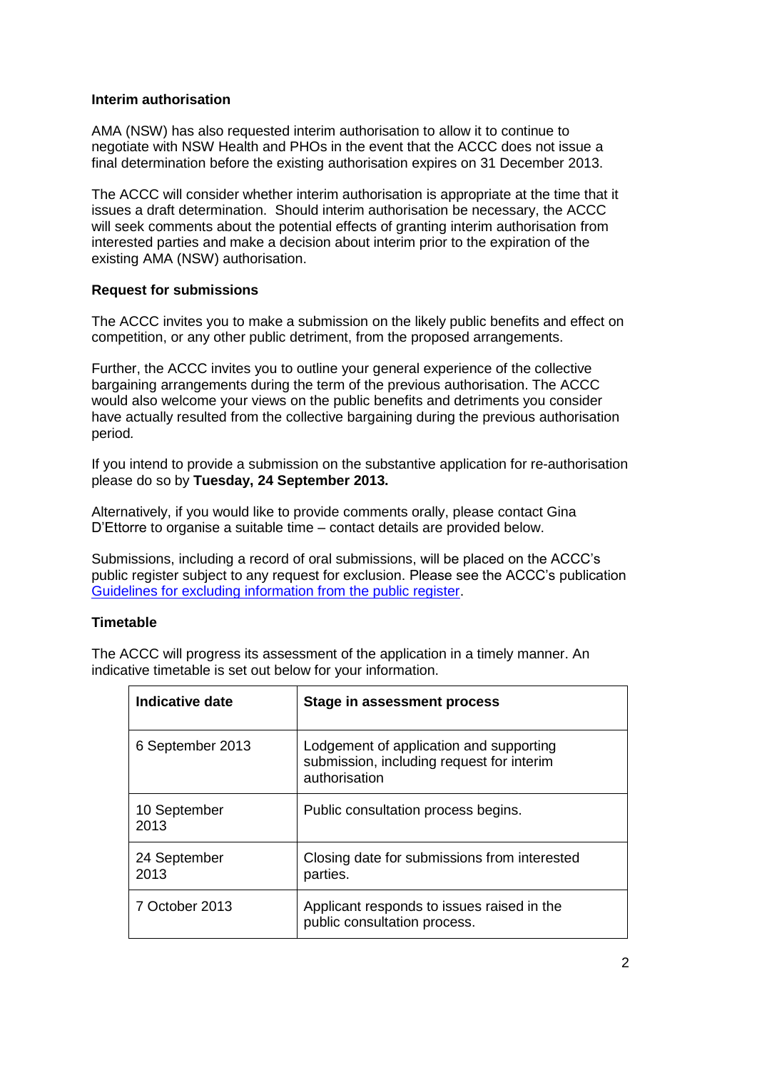**Interim authorisation**

AMA (NSW) has also requested interim authorisation to allow it to continue to negotiate with NSW Health and PHOs in the event that the ACCC does not issue a final determination before the existing authorisation expires on 31 December 2013.

The ACCC will consider whether interim authorisation is appropriate at the time that it issues a draft determination. Should interim authorisation be necessary, the ACCC will seek comments about the potential effects of granting interim authorisation from interested parties and make a decision about interim prior to the expiration of the existing AMA (NSW) authorisation.

**Request for submissions**

The ACCC invites you to make a submission on the likely public benefits and effect on competition, or any other public detriment, from the proposed arrangements.

Further, the ACCC invites you to outline your general experience of the collective bargaining arrangements during the term of the previous authorisation. The ACCC would also welcome your views on the public benefits and detriments you consider have actually resulted from the collective bargaining during the previous authorisation period*.*

If you intend to provide a submission on the substantive application for re-authorisation please do so by **Tuesday, 24 September 2013.**

Alternatively, if you would like to provide comments orally, please contact Gina D'Ettorre to organise a suitable time – contact details are provided below.

Submissions, including a record of oral submissions, will be placed on the ACCC's public register subject to any request for exclusion. Please see the ACCC's publication [Guidelines for excluding information from the public register](Guidelines for excluding information from the public register).

**Timetable**

The ACCC will progress its assessment of the application in a timely manner. An indicative timetable is set out below for your information.

| Indicative date | Stage in assessment process |
|---|---|
| 6 September 2013 | Lodgement of application and supporting submission, including request for interim authorisation |
| 10 September 2013 | Public consultation process begins. |
| 24 September 2013 | Closing date for submissions from interested parties. |
| 7 October 2013 | Applicant responds to issues raised in the public consultation process. |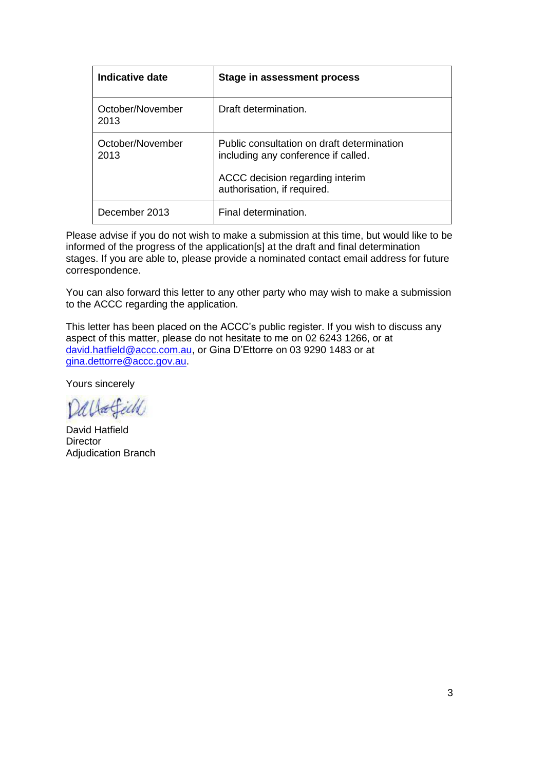| Indicative date | Stage in assessment process |
|---|---|
| October/November 2013 | Draft determination. |
| October/November 2013 | Public consultation on draft determination including any conference if called.<br><br>ACCC decision regarding interim authorisation, if required. |
| December 2013 | Final determination. |

Please advise if you do not wish to make a submission at this time, but would like to be informed of the progress of the application[s] at the draft and final determination stages. If you are able to, please provide a nominated contact email address for future correspondence.

You can also forward this letter to any other party who may wish to make a submission to the ACCC regarding the application.

This letter has been placed on the ACCC's public register. If you wish to discuss any aspect of this matter, please do not hesitate to me on 02 6243 1266, or at david.hatfield@accc.com.au, or Gina D'Ettorre on 03 9290 1483 or at gina.dettorre@accc.gov.au.

Yours sincerely

David Hatfield
Director
Adjudication Branch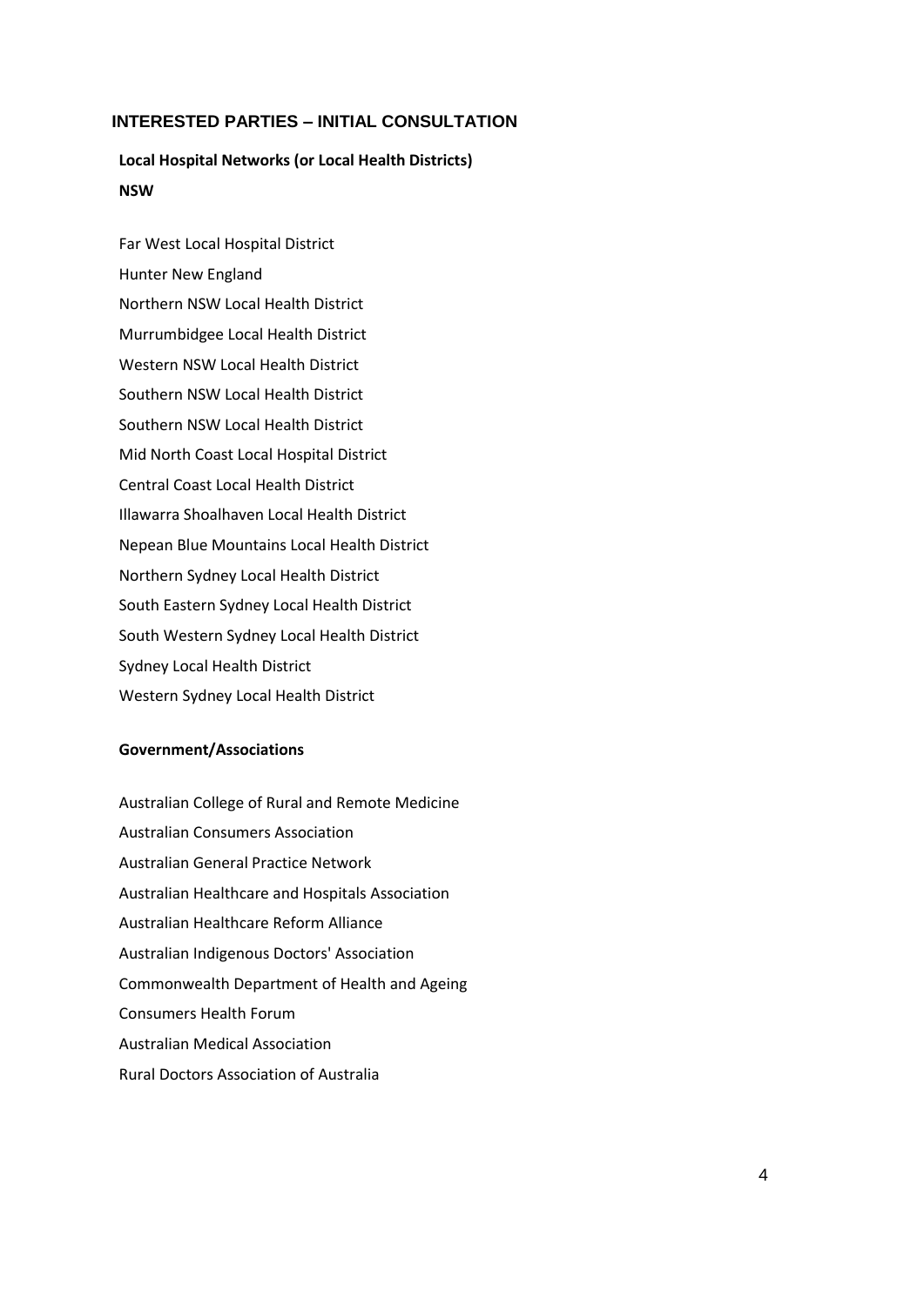## INTERESTED PARTIES – INITIAL CONSULTATION

**Local Hospital Networks (or Local Health Districts)**

**NSW**

Far West Local Hospital District

Hunter New England

Northern NSW Local Health District

Murrumbidgee Local Health District

Western NSW Local Health District

Southern NSW Local Health District

Southern NSW Local Health District

Mid North Coast Local Hospital District

Central Coast Local Health District

Illawarra Shoalhaven Local Health District

Nepean Blue Mountains Local Health District

Northern Sydney Local Health District

South Eastern Sydney Local Health District

South Western Sydney Local Health District

Sydney Local Health District

Western Sydney Local Health District

**Government/Associations**

Australian College of Rural and Remote Medicine

Australian Consumers Association

Australian General Practice Network

Australian Healthcare and Hospitals Association

Australian Healthcare Reform Alliance

Australian Indigenous Doctors' Association

Commonwealth Department of Health and Ageing

Consumers Health Forum

Australian Medical Association

Rural Doctors Association of Australia